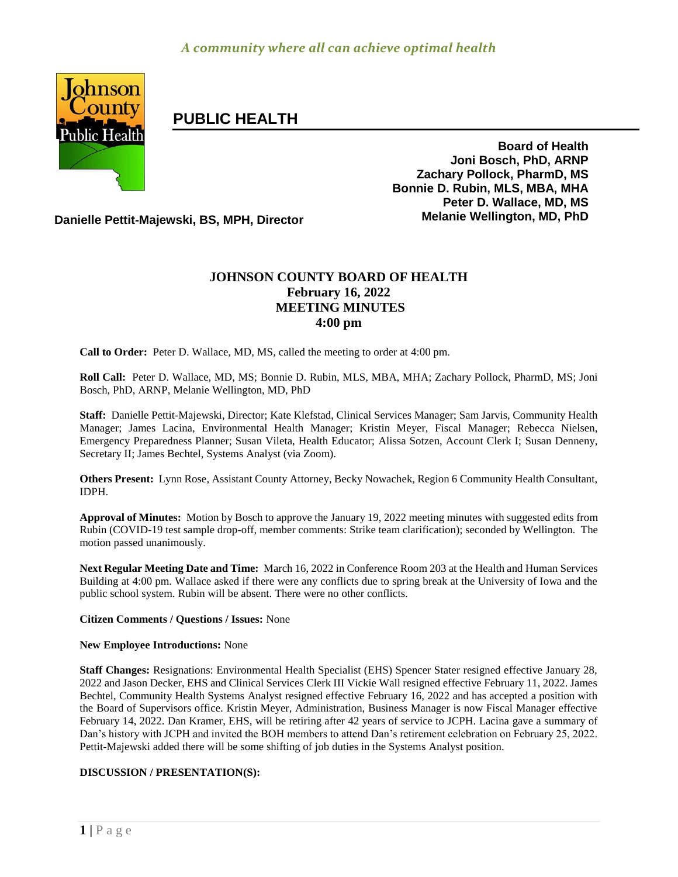*A community where all can achieve optimal health*

# PUBLIC HEALTH

**Board of Health**
**Joni Bosch, PhD, ARNP**
**Zachary Pollock, PharmD, MS**
**Bonnie D. Rubin, MLS, MBA, MHA**
**Peter D. Wallace, MD, MS**
**Melanie Wellington, MD, PhD**

**Danielle Pettit-Majewski, BS, MPH, Director**

## JOHNSON COUNTY BOARD OF HEALTH
## February 16, 2022
## MEETING MINUTES
## 4:00 pm

**Call to Order:** Peter D. Wallace, MD, MS, called the meeting to order at 4:00 pm.

**Roll Call:** Peter D. Wallace, MD, MS; Bonnie D. Rubin, MLS, MBA, MHA; Zachary Pollock, PharmD, MS; Joni Bosch, PhD, ARNP, Melanie Wellington, MD, PhD

**Staff:** Danielle Pettit-Majewski, Director; Kate Klefstad, Clinical Services Manager; Sam Jarvis, Community Health Manager; James Lacina, Environmental Health Manager; Kristin Meyer, Fiscal Manager; Rebecca Nielsen, Emergency Preparedness Planner; Susan Vileta, Health Educator; Alissa Sotzen, Account Clerk I; Susan Denneny, Secretary II; James Bechtel, Systems Analyst (via Zoom).

**Others Present:** Lynn Rose, Assistant County Attorney, Becky Nowachek, Region 6 Community Health Consultant, IDPH.

**Approval of Minutes:** Motion by Bosch to approve the January 19, 2022 meeting minutes with suggested edits from Rubin (COVID-19 test sample drop-off, member comments: Strike team clarification); seconded by Wellington. The motion passed unanimously.

**Next Regular Meeting Date and Time:** March 16, 2022 in Conference Room 203 at the Health and Human Services Building at 4:00 pm. Wallace asked if there were any conflicts due to spring break at the University of Iowa and the public school system. Rubin will be absent. There were no other conflicts.

**Citizen Comments / Questions / Issues:** None

**New Employee Introductions:** None

**Staff Changes:** Resignations: Environmental Health Specialist (EHS) Spencer Stater resigned effective January 28, 2022 and Jason Decker, EHS and Clinical Services Clerk III Vickie Wall resigned effective February 11, 2022. James Bechtel, Community Health Systems Analyst resigned effective February 16, 2022 and has accepted a position with the Board of Supervisors office. Kristin Meyer, Administration, Business Manager is now Fiscal Manager effective February 14, 2022. Dan Kramer, EHS, will be retiring after 42 years of service to JCPH. Lacina gave a summary of Dan's history with JCPH and invited the BOH members to attend Dan's retirement celebration on February 25, 2022. Pettit-Majewski added there will be some shifting of job duties in the Systems Analyst position.

**DISCUSSION / PRESENTATION(S):**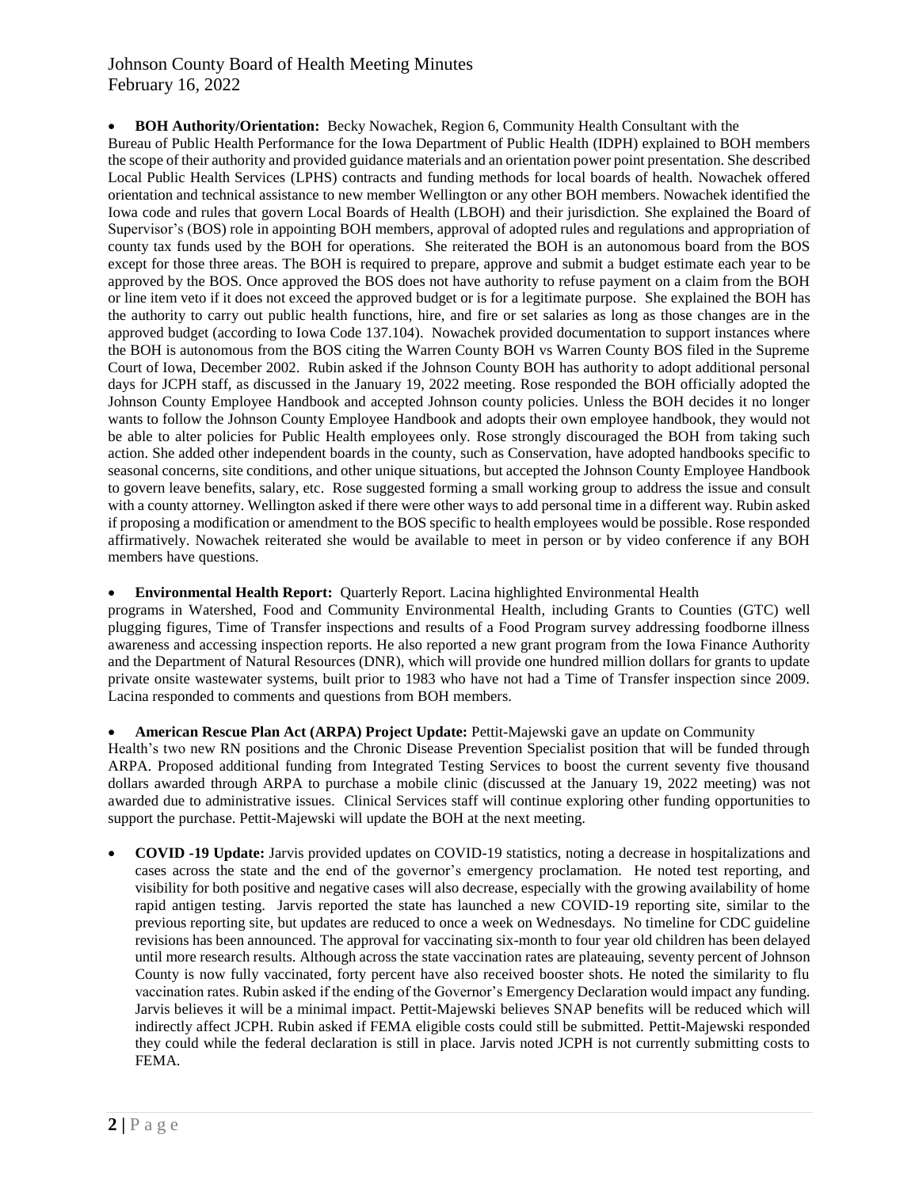- **BOH Authority/Orientation:** Becky Nowachek, Region 6, Community Health Consultant with the Bureau of Public Health Performance for the Iowa Department of Public Health (IDPH) explained to BOH members the scope of their authority and provided guidance materials and an orientation power point presentation. She described Local Public Health Services (LPHS) contracts and funding methods for local boards of health. Nowachek offered orientation and technical assistance to new member Wellington or any other BOH members. Nowachek identified the Iowa code and rules that govern Local Boards of Health (LBOH) and their jurisdiction. She explained the Board of Supervisor's (BOS) role in appointing BOH members, approval of adopted rules and regulations and appropriation of county tax funds used by the BOH for operations. She reiterated the BOH is an autonomous board from the BOS except for those three areas. The BOH is required to prepare, approve and submit a budget estimate each year to be approved by the BOS. Once approved the BOS does not have authority to refuse payment on a claim from the BOH or line item veto if it does not exceed the approved budget or is for a legitimate purpose. She explained the BOH has the authority to carry out public health functions, hire, and fire or set salaries as long as those changes are in the approved budget (according to Iowa Code 137.104). Nowachek provided documentation to support instances where the BOH is autonomous from the BOS citing the Warren County BOH vs Warren County BOS filed in the Supreme Court of Iowa, December 2002. Rubin asked if the Johnson County BOH has authority to adopt additional personal days for JCPH staff, as discussed in the January 19, 2022 meeting. Rose responded the BOH officially adopted the Johnson County Employee Handbook and accepted Johnson county policies. Unless the BOH decides it no longer wants to follow the Johnson County Employee Handbook and adopts their own employee handbook, they would not be able to alter policies for Public Health employees only. Rose strongly discouraged the BOH from taking such action. She added other independent boards in the county, such as Conservation, have adopted handbooks specific to seasonal concerns, site conditions, and other unique situations, but accepted the Johnson County Employee Handbook to govern leave benefits, salary, etc. Rose suggested forming a small working group to address the issue and consult with a county attorney. Wellington asked if there were other ways to add personal time in a different way. Rubin asked if proposing a modification or amendment to the BOS specific to health employees would be possible. Rose responded affirmatively. Nowachek reiterated she would be available to meet in person or by video conference if any BOH members have questions.

- **Environmental Health Report:** Quarterly Report. Lacina highlighted Environmental Health programs in Watershed, Food and Community Environmental Health, including Grants to Counties (GTC) well plugging figures, Time of Transfer inspections and results of a Food Program survey addressing foodborne illness awareness and accessing inspection reports. He also reported a new grant program from the Iowa Finance Authority and the Department of Natural Resources (DNR), which will provide one hundred million dollars for grants to update private onsite wastewater systems, built prior to 1983 who have not had a Time of Transfer inspection since 2009. Lacina responded to comments and questions from BOH members.

- **American Rescue Plan Act (ARPA) Project Update:** Pettit-Majewski gave an update on Community Health's two new RN positions and the Chronic Disease Prevention Specialist position that will be funded through ARPA. Proposed additional funding from Integrated Testing Services to boost the current seventy five thousand dollars awarded through ARPA to purchase a mobile clinic (discussed at the January 19, 2022 meeting) was not awarded due to administrative issues. Clinical Services staff will continue exploring other funding opportunities to support the purchase. Pettit-Majewski will update the BOH at the next meeting.

- **COVID -19 Update:** Jarvis provided updates on COVID-19 statistics, noting a decrease in hospitalizations and cases across the state and the end of the governor's emergency proclamation. He noted test reporting, and visibility for both positive and negative cases will also decrease, especially with the growing availability of home rapid antigen testing. Jarvis reported the state has launched a new COVID-19 reporting site, similar to the previous reporting site, but updates are reduced to once a week on Wednesdays. No timeline for CDC guideline revisions has been announced. The approval for vaccinating six-month to four year old children has been delayed until more research results. Although across the state vaccination rates are plateauing, seventy percent of Johnson County is now fully vaccinated, forty percent have also received booster shots. He noted the similarity to flu vaccination rates. Rubin asked if the ending of the Governor's Emergency Declaration would impact any funding. Jarvis believes it will be a minimal impact. Pettit-Majewski believes SNAP benefits will be reduced which will indirectly affect JCPH. Rubin asked if FEMA eligible costs could still be submitted. Pettit-Majewski responded they could while the federal declaration is still in place. Jarvis noted JCPH is not currently submitting costs to FEMA.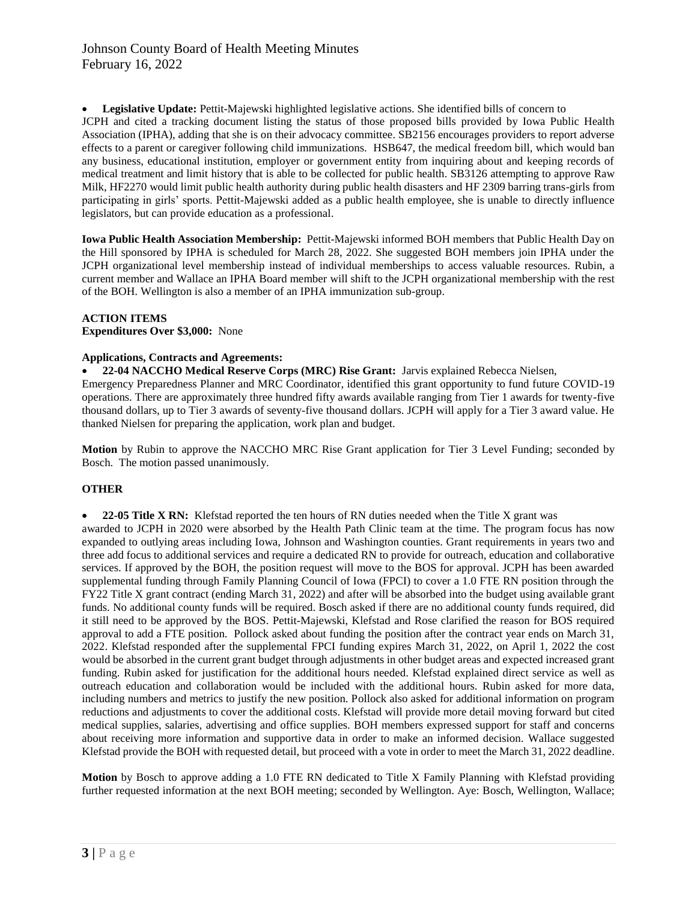- **Legislative Update:** Pettit-Majewski highlighted legislative actions. She identified bills of concern to JCPH and cited a tracking document listing the status of those proposed bills provided by Iowa Public Health Association (IPHA), adding that she is on their advocacy committee. SB2156 encourages providers to report adverse effects to a parent or caregiver following child immunizations. HSB647, the medical freedom bill, which would ban any business, educational institution, employer or government entity from inquiring about and keeping records of medical treatment and limit history that is able to be collected for public health. SB3126 attempting to approve Raw Milk, HF2270 would limit public health authority during public health disasters and HF 2309 barring trans-girls from participating in girls' sports. Pettit-Majewski added as a public health employee, she is unable to directly influence legislators, but can provide education as a professional.

**Iowa Public Health Association Membership:** Pettit-Majewski informed BOH members that Public Health Day on the Hill sponsored by IPHA is scheduled for March 28, 2022. She suggested BOH members join IPHA under the JCPH organizational level membership instead of individual memberships to access valuable resources. Rubin, a current member and Wallace an IPHA Board member will shift to the JCPH organizational membership with the rest of the BOH. Wellington is also a member of an IPHA immunization sub-group.

**ACTION ITEMS**

**Expenditures Over $3,000:** None

**Applications, Contracts and Agreements:**

- **22-04 NACCHO Medical Reserve Corps (MRC) Rise Grant:** Jarvis explained Rebecca Nielsen, Emergency Preparedness Planner and MRC Coordinator, identified this grant opportunity to fund future COVID-19 operations. There are approximately three hundred fifty awards available ranging from Tier 1 awards for twenty-five thousand dollars, up to Tier 3 awards of seventy-five thousand dollars. JCPH will apply for a Tier 3 award value. He thanked Nielsen for preparing the application, work plan and budget.

**Motion** by Rubin to approve the NACCHO MRC Rise Grant application for Tier 3 Level Funding; seconded by Bosch. The motion passed unanimously.

**OTHER**

- **22-05 Title X RN:** Klefstad reported the ten hours of RN duties needed when the Title X grant was awarded to JCPH in 2020 were absorbed by the Health Path Clinic team at the time. The program focus has now expanded to outlying areas including Iowa, Johnson and Washington counties. Grant requirements in years two and three add focus to additional services and require a dedicated RN to provide for outreach, education and collaborative services. If approved by the BOH, the position request will move to the BOS for approval. JCPH has been awarded supplemental funding through Family Planning Council of Iowa (FPCI) to cover a 1.0 FTE RN position through the FY22 Title X grant contract (ending March 31, 2022) and after will be absorbed into the budget using available grant funds. No additional county funds will be required. Bosch asked if there are no additional county funds required, did it still need to be approved by the BOS. Pettit-Majewski, Klefstad and Rose clarified the reason for BOS required approval to add a FTE position. Pollock asked about funding the position after the contract year ends on March 31, 2022. Klefstad responded after the supplemental FPCI funding expires March 31, 2022, on April 1, 2022 the cost would be absorbed in the current grant budget through adjustments in other budget areas and expected increased grant funding. Rubin asked for justification for the additional hours needed. Klefstad explained direct service as well as outreach education and collaboration would be included with the additional hours. Rubin asked for more data, including numbers and metrics to justify the new position. Pollock also asked for additional information on program reductions and adjustments to cover the additional costs. Klefstad will provide more detail moving forward but cited medical supplies, salaries, advertising and office supplies. BOH members expressed support for staff and concerns about receiving more information and supportive data in order to make an informed decision. Wallace suggested Klefstad provide the BOH with requested detail, but proceed with a vote in order to meet the March 31, 2022 deadline.

**Motion** by Bosch to approve adding a 1.0 FTE RN dedicated to Title X Family Planning with Klefstad providing further requested information at the next BOH meeting; seconded by Wellington. Aye: Bosch, Wellington, Wallace;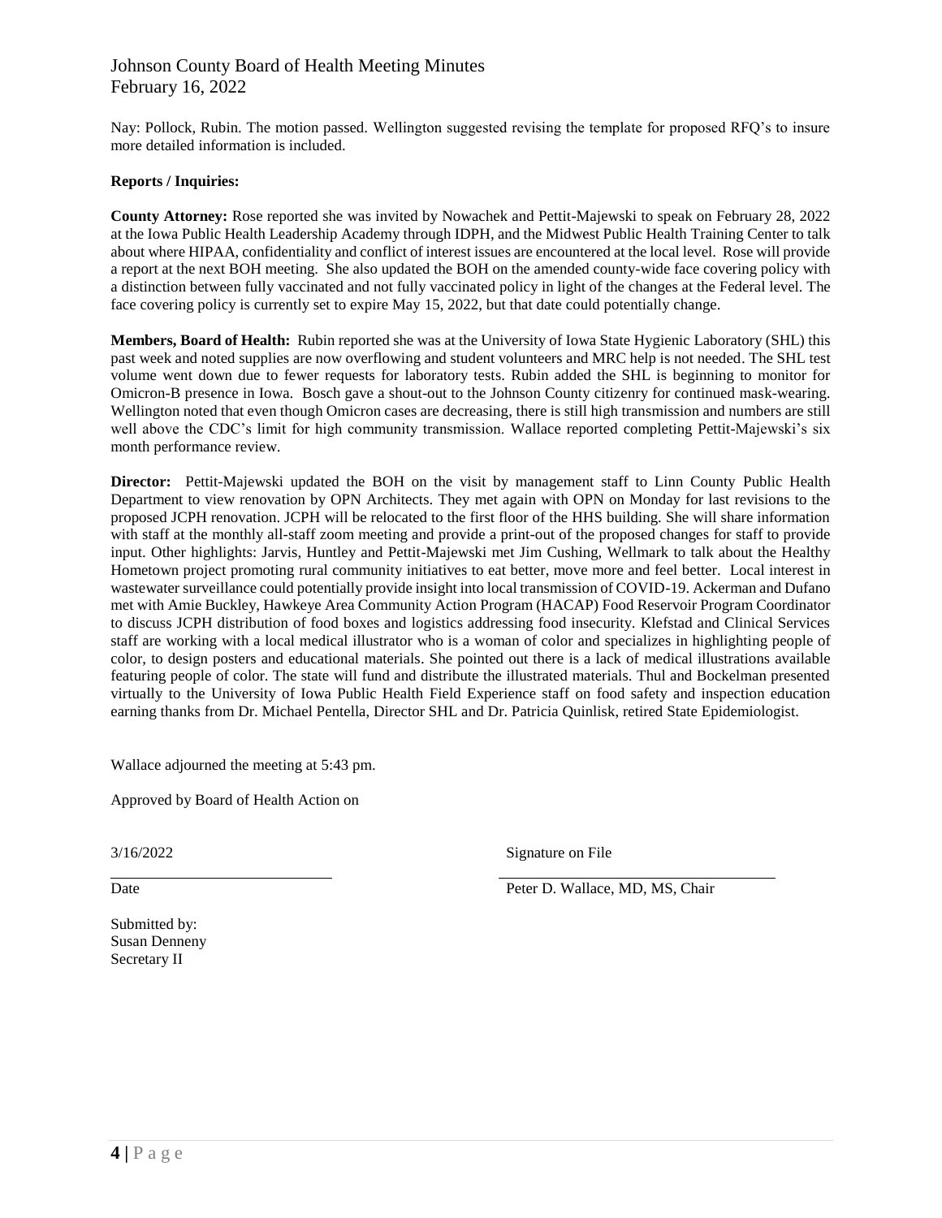Nay: Pollock, Rubin. The motion passed. Wellington suggested revising the template for proposed RFQ's to insure more detailed information is included.

**Reports / Inquiries:**

**County Attorney:** Rose reported she was invited by Nowachek and Pettit-Majewski to speak on February 28, 2022 at the Iowa Public Health Leadership Academy through IDPH, and the Midwest Public Health Training Center to talk about where HIPAA, confidentiality and conflict of interest issues are encountered at the local level. Rose will provide a report at the next BOH meeting. She also updated the BOH on the amended county-wide face covering policy with a distinction between fully vaccinated and not fully vaccinated policy in light of the changes at the Federal level. The face covering policy is currently set to expire May 15, 2022, but that date could potentially change.

**Members, Board of Health:** Rubin reported she was at the University of Iowa State Hygienic Laboratory (SHL) this past week and noted supplies are now overflowing and student volunteers and MRC help is not needed. The SHL test volume went down due to fewer requests for laboratory tests. Rubin added the SHL is beginning to monitor for Omicron-B presence in Iowa. Bosch gave a shout-out to the Johnson County citizenry for continued mask-wearing. Wellington noted that even though Omicron cases are decreasing, there is still high transmission and numbers are still well above the CDC's limit for high community transmission. Wallace reported completing Pettit-Majewski's six month performance review.

**Director:** Pettit-Majewski updated the BOH on the visit by management staff to Linn County Public Health Department to view renovation by OPN Architects. They met again with OPN on Monday for last revisions to the proposed JCPH renovation. JCPH will be relocated to the first floor of the HHS building. She will share information with staff at the monthly all-staff zoom meeting and provide a print-out of the proposed changes for staff to provide input. Other highlights: Jarvis, Huntley and Pettit-Majewski met Jim Cushing, Wellmark to talk about the Healthy Hometown project promoting rural community initiatives to eat better, move more and feel better. Local interest in wastewater surveillance could potentially provide insight into local transmission of COVID-19. Ackerman and Dufano met with Amie Buckley, Hawkeye Area Community Action Program (HACAP) Food Reservoir Program Coordinator to discuss JCPH distribution of food boxes and logistics addressing food insecurity. Klefstad and Clinical Services staff are working with a local medical illustrator who is a woman of color and specializes in highlighting people of color, to design posters and educational materials. She pointed out there is a lack of medical illustrations available featuring people of color. The state will fund and distribute the illustrated materials. Thul and Bockelman presented virtually to the University of Iowa Public Health Field Experience staff on food safety and inspection education earning thanks from Dr. Michael Pentella, Director SHL and Dr. Patricia Quinlisk, retired State Epidemiologist.

Wallace adjourned the meeting at 5:43 pm.

Approved by Board of Health Action on

3/16/2022 — Date

Signature on File — Peter D. Wallace, MD, MS, Chair

Submitted by:
Susan Denneny
Secretary II